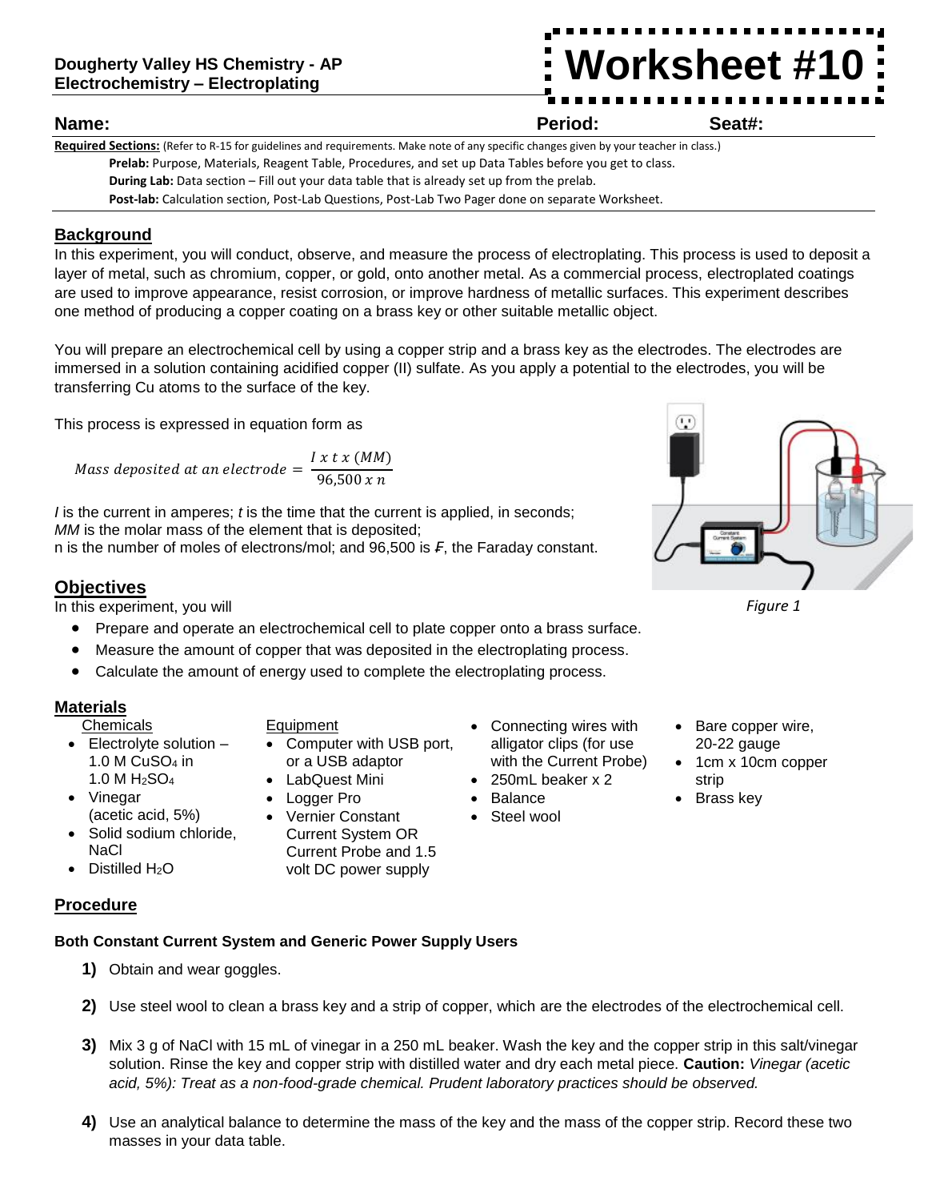**Dougherty Valley HS Chemistry - AP**
**Electrochemistry – Electroplating**

# Worksheet #10

**Name:** **Period:** **Seat#:**

**Required Sections:** (Refer to R-15 for guidelines and requirements. Make note of any specific changes given by your teacher in class.)

**Prelab:** Purpose, Materials, Reagent Table, Procedures, and set up Data Tables before you get to class.

**During Lab:** Data section – Fill out your data table that is already set up from the prelab.

**Post-lab:** Calculation section, Post-Lab Questions, Post-Lab Two Pager done on separate Worksheet.

## Background

In this experiment, you will conduct, observe, and measure the process of electroplating. This process is used to deposit a layer of metal, such as chromium, copper, or gold, onto another metal. As a commercial process, electroplated coatings are used to improve appearance, resist corrosion, or improve hardness of metallic surfaces. This experiment describes one method of producing a copper coating on a brass key or other suitable metallic object.

You will prepare an electrochemical cell by using a copper strip and a brass key as the electrodes. The electrodes are immersed in a solution containing acidified copper (II) sulfate. As you apply a potential to the electrodes, you will be transferring Cu atoms to the surface of the key.

This process is expressed in equation form as

$$Mass\ deposited\ at\ an\ electrode = \frac{I\ x\ t\ x\ (MM)}{96{,}500\ x\ n}$$

*I* is the current in amperes; *t* is the time that the current is applied, in seconds;
*MM* is the molar mass of the element that is deposited;
n is the number of moles of electrons/mol; and 96,500 is *F*, the Faraday constant.

*Figure 1*

## Objectives

In this experiment, you will

- Prepare and operate an electrochemical cell to plate copper onto a brass surface.
- Measure the amount of copper that was deposited in the electroplating process.
- Calculate the amount of energy used to complete the electroplating process.

## Materials

Chemicals

- Electrolyte solution – 1.0 M $CuSO_4$ in 1.0 M $H_2SO_4$
- Vinegar (acetic acid, 5%)
- Solid sodium chloride, NaCl
- Distilled $H_2O$

Equipment

- Computer with USB port, or a USB adaptor
- LabQuest Mini
- Logger Pro
- Vernier Constant Current System OR Current Probe and 1.5 volt DC power supply
- Connecting wires with alligator clips (for use with the Current Probe)
- 250mL beaker x 2
- Balance
- Steel wool
- Bare copper wire, 20-22 gauge
- 1cm x 10cm copper strip
- Brass key

## Procedure

### Both Constant Current System and Generic Power Supply Users

1) Obtain and wear goggles.
2) Use steel wool to clean a brass key and a strip of copper, which are the electrodes of the electrochemical cell.
3) Mix 3 g of NaCl with 15 mL of vinegar in a 250 mL beaker. Wash the key and the copper strip in this salt/vinegar solution. Rinse the key and copper strip with distilled water and dry each metal piece. **Caution:** *Vinegar (acetic acid, 5%): Treat as a non-food-grade chemical. Prudent laboratory practices should be observed.*
4) Use an analytical balance to determine the mass of the key and the mass of the copper strip. Record these two masses in your data table.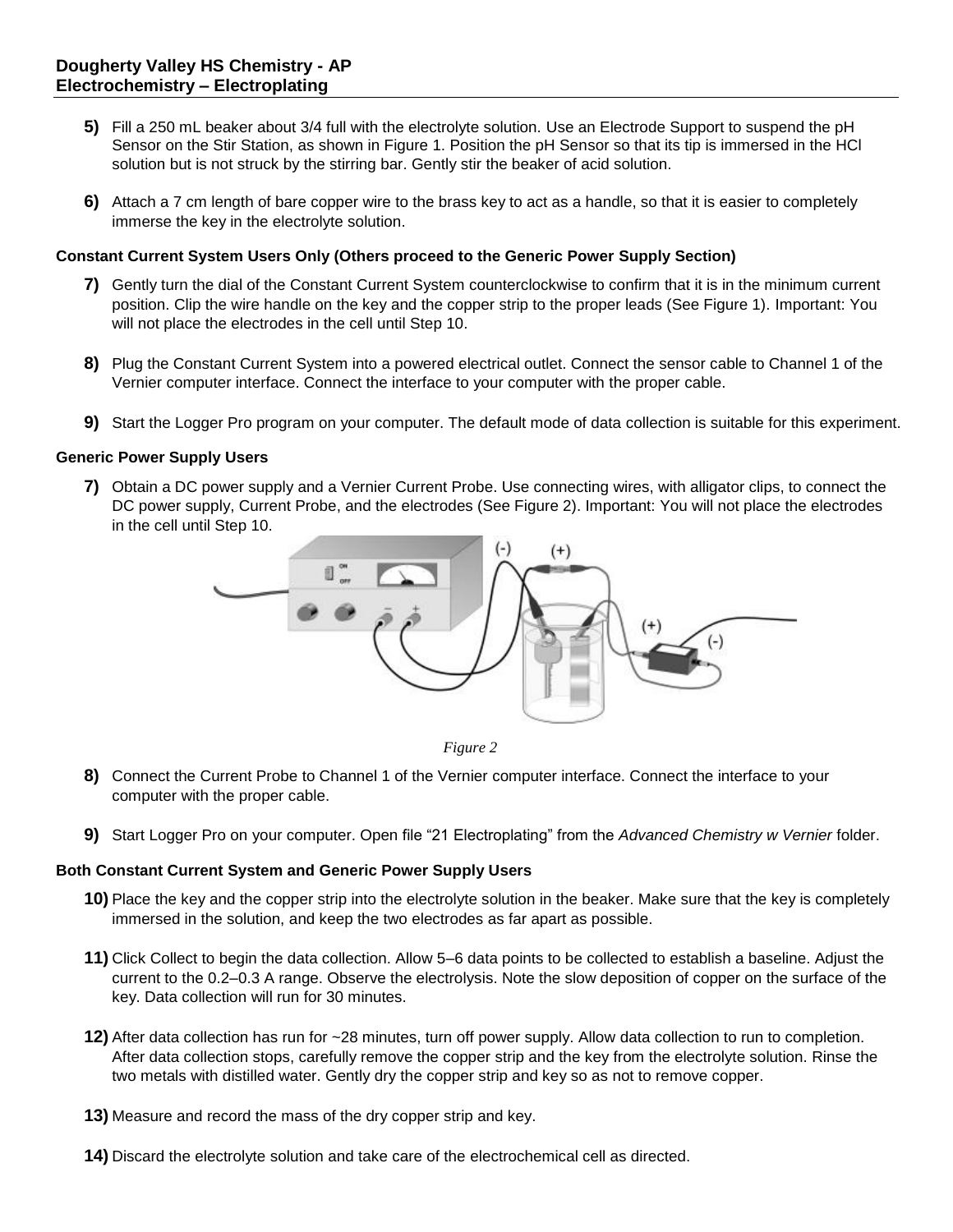5) Fill a 250 mL beaker about 3/4 full with the electrolyte solution. Use an Electrode Support to suspend the pH Sensor on the Stir Station, as shown in Figure 1. Position the pH Sensor so that its tip is immersed in the HCl solution but is not struck by the stirring bar. Gently stir the beaker of acid solution.

6) Attach a 7 cm length of bare copper wire to the brass key to act as a handle, so that it is easier to completely immerse the key in the electrolyte solution.

**Constant Current System Users Only (Others proceed to the Generic Power Supply Section)**

7) Gently turn the dial of the Constant Current System counterclockwise to confirm that it is in the minimum current position. Clip the wire handle on the key and the copper strip to the proper leads (See Figure 1). Important: You will not place the electrodes in the cell until Step 10.

8) Plug the Constant Current System into a powered electrical outlet. Connect the sensor cable to Channel 1 of the Vernier computer interface. Connect the interface to your computer with the proper cable.

9) Start the Logger Pro program on your computer. The default mode of data collection is suitable for this experiment.

**Generic Power Supply Users**

7) Obtain a DC power supply and a Vernier Current Probe. Use connecting wires, with alligator clips, to connect the DC power supply, Current Probe, and the electrodes (See Figure 2). Important: You will not place the electrodes in the cell until Step 10.

*Figure 2*

8) Connect the Current Probe to Channel 1 of the Vernier computer interface. Connect the interface to your computer with the proper cable.

9) Start Logger Pro on your computer. Open file "21 Electroplating" from the *Advanced Chemistry w Vernier* folder.

**Both Constant Current System and Generic Power Supply Users**

10) Place the key and the copper strip into the electrolyte solution in the beaker. Make sure that the key is completely immersed in the solution, and keep the two electrodes as far apart as possible.

11) Click Collect to begin the data collection. Allow 5–6 data points to be collected to establish a baseline. Adjust the current to the 0.2–0.3 A range. Observe the electrolysis. Note the slow deposition of copper on the surface of the key. Data collection will run for 30 minutes.

12) After data collection has run for ~28 minutes, turn off power supply. Allow data collection to run to completion. After data collection stops, carefully remove the copper strip and the key from the electrolyte solution. Rinse the two metals with distilled water. Gently dry the copper strip and key so as not to remove copper.

13) Measure and record the mass of the dry copper strip and key.

14) Discard the electrolyte solution and take care of the electrochemical cell as directed.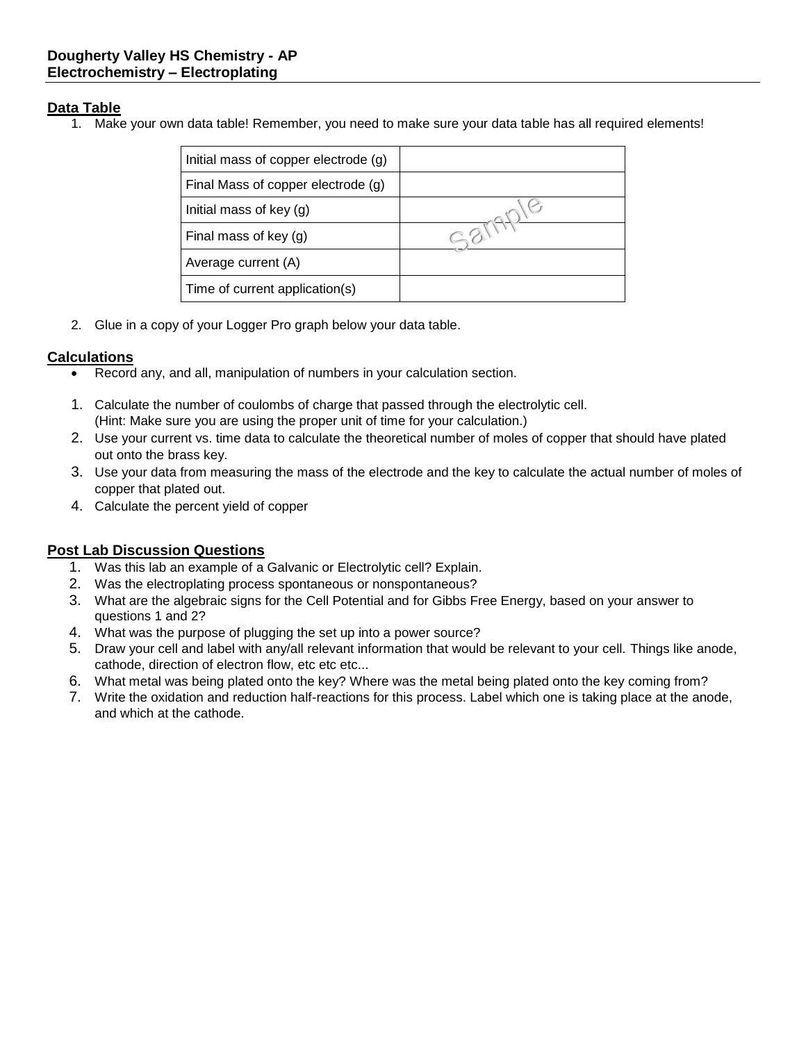**Dougherty Valley HS Chemistry - AP**
**Electrochemistry – Electroplating**

## Data Table

1. Make your own data table! Remember, you need to make sure your data table has all required elements!

| | |
|---|---|
| Initial mass of copper electrode (g) | |
| Final Mass of copper electrode (g) | |
| Initial mass of key (g) | Sample |
| Final mass of key (g) | |
| Average current (A) | |
| Time of current application(s) | |

2. Glue in a copy of your Logger Pro graph below your data table.

## Calculations

- Record any, and all, manipulation of numbers in your calculation section.

1. Calculate the number of coulombs of charge that passed through the electrolytic cell. (Hint: Make sure you are using the proper unit of time for your calculation.)
2. Use your current vs. time data to calculate the theoretical number of moles of copper that should have plated out onto the brass key.
3. Use your data from measuring the mass of the electrode and the key to calculate the actual number of moles of copper that plated out.
4. Calculate the percent yield of copper

## Post Lab Discussion Questions

1. Was this lab an example of a Galvanic or Electrolytic cell? Explain.
2. Was the electroplating process spontaneous or nonspontaneous?
3. What are the algebraic signs for the Cell Potential and for Gibbs Free Energy, based on your answer to questions 1 and 2?
4. What was the purpose of plugging the set up into a power source?
5. Draw your cell and label with any/all relevant information that would be relevant to your cell. Things like anode, cathode, direction of electron flow, etc etc etc...
6. What metal was being plated onto the key? Where was the metal being plated onto the key coming from?
7. Write the oxidation and reduction half-reactions for this process. Label which one is taking place at the anode, and which at the cathode.